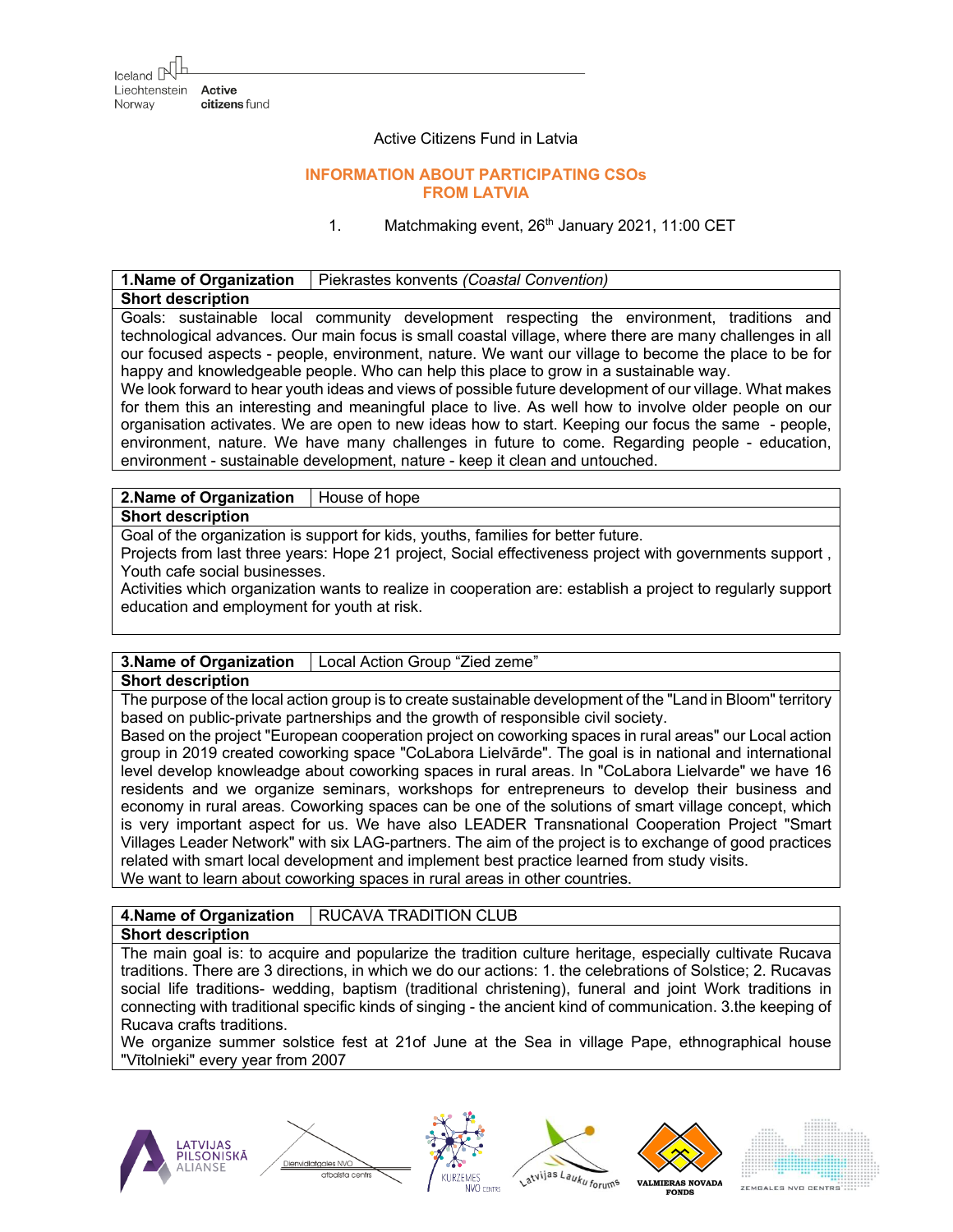Active Citizens Fund in Latvia

## INFORMATION ABOUT PARTICIPATING CSOs FROM LATVIA

1. Matchmaking event, 26th January 2021, 11:00 CET

| 1.Name of Organization | Piekrastes konvents *(Coastal Convention)* |
|---|---|
| **Short description** | |
| Goals: sustainable local community development respecting the environment, traditions and technological advances. Our main focus is small coastal village, where there are many challenges in all our focused aspects - people, environment, nature. We want our village to become the place to be for happy and knowledgeable people. Who can help this place to grow in a sustainable way. We look forward to hear youth ideas and views of possible future development of our village. What makes for them this an interesting and meaningful place to live. As well how to involve older people on our organisation activates. We are open to new ideas how to start. Keeping our focus the same - people, environment, nature. We have many challenges in future to come. Regarding people - education, environment - sustainable development, nature - keep it clean and untouched. | |

| 2.Name of Organization | House of hope |
|---|---|
| **Short description** | |
| Goal of the organization is support for kids, youths, families for better future. Projects from last three years: Hope 21 project, Social effectiveness project with governments support , Youth cafe social businesses. Activities which organization wants to realize in cooperation are: establish a project to regularly support education and employment for youth at risk. | |

| 3.Name of Organization | Local Action Group "Zied zeme" |
|---|---|
| **Short description** | |
| The purpose of the local action group is to create sustainable development of the "Land in Bloom" territory based on public-private partnerships and the growth of responsible civil society. Based on the project "European cooperation project on coworking spaces in rural areas" our Local action group in 2019 created coworking space "CoLabora Lielvārde". The goal is in national and international level develop knowledge about coworking spaces in rural areas. In "CoLabora Lielvarde" we have 16 residents and we organize seminars, workshops for entrepreneurs to develop their business and economy in rural areas. Coworking spaces can be one of the solutions of smart village concept, which is very important aspect for us. We have also LEADER Transnational Cooperation Project "Smart Villages Leader Network" with six LAG-partners. The aim of the project is to exchange of good practices related with smart local development and implement best practice learned from study visits. We want to learn about coworking spaces in rural areas in other countries. | |

| 4.Name of Organization | RUCAVA TRADITION CLUB |
|---|---|
| **Short description** | |
| The main goal is: to acquire and popularize the tradition culture heritage, especially cultivate Rucava traditions. There are 3 directions, in which we do our actions: 1. the celebrations of Solstice; 2. Rucavas social life traditions- wedding, baptism (traditional christening), funeral and joint Work traditions in connecting with traditional specific kinds of singing - the ancient kind of communication. 3.the keeping of Rucava crafts traditions. We organize summer solstice fest at 21of June at the Sea in village Pape, ethnographical house "Vītolnieki" every year from 2007 | |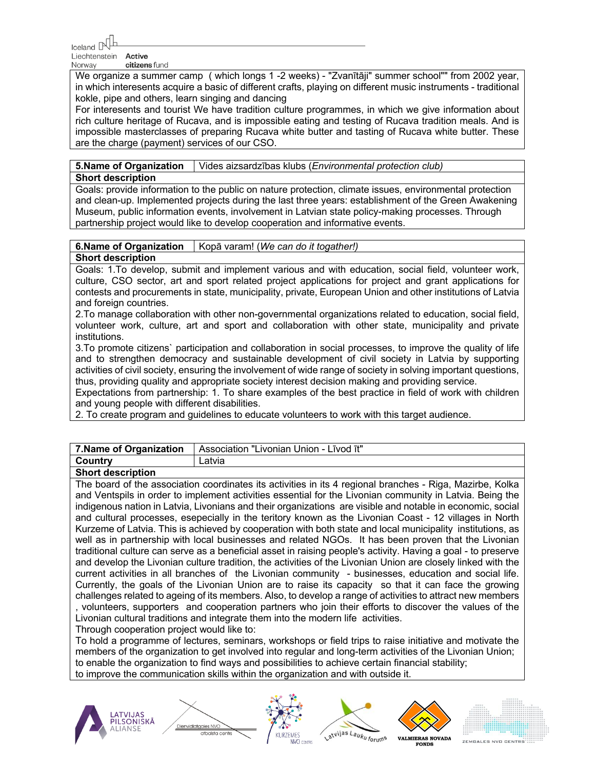We organize a summer camp ( which longs 1 -2 weeks) - "Zvanītāji" summer school"" from 2002 year, in which interesents acquire a basic of different crafts, playing on different music instruments - traditional kokle, pipe and others, learn singing and dancing

For interesents and tourist We have tradition culture programmes, in which we give information about rich culture heritage of Rucava, and is impossible eating and testing of Rucava tradition meals. And is impossible masterclasses of preparing Rucava white butter and tasting of Rucava white butter. These are the charge (payment) services of our CSO.

| **5.Name of Organization** | Vides aizsardzības klubs (*Environmental protection club)* |
|---|---|
| **Short description** | |

Goals: provide information to the public on nature protection, climate issues, environmental protection and clean-up. Implemented projects during the last three years: establishment of the Green Awakening Museum, public information events, involvement in Latvian state policy-making processes. Through partnership project would like to develop cooperation and informative events.

| **6.Name of Organization** | Kopā varam! (*We can do it togather!)* |
|---|---|
| **Short description** | |

Goals: 1.To develop, submit and implement various and with education, social field, volunteer work, culture, CSO sector, art and sport related project applications for project and grant applications for contests and procurements in state, municipality, private, European Union and other institutions of Latvia and foreign countries.

2.To manage collaboration with other non-governmental organizations related to education, social field, volunteer work, culture, art and sport and collaboration with other state, municipality and private institutions.

3.To promote citizens` participation and collaboration in social processes, to improve the quality of life and to strengthen democracy and sustainable development of civil society in Latvia by supporting activities of civil society, ensuring the involvement of wide range of society in solving important questions, thus, providing quality and appropriate society interest decision making and providing service.

Expectations from partnership: 1. To share examples of the best practice in field of work with children and young people with different disabilities.

2. To create program and guidelines to educate volunteers to work with this target audience.

| **7.Name of Organization** | Association "Livonian Union - Līvod īt" |
|---|---|
| **Country** | Latvia |
| **Short description** | |

The board of the association coordinates its activities in its 4 regional branches - Riga, Mazirbe, Kolka and Ventspils in order to implement activities essential for the Livonian community in Latvia. Being the indigenous nation in Latvia, Livonians and their organizations are visible and notable in economic, social and cultural processes, esepecially in the teritory known as the Livonian Coast - 12 villages in North Kurzeme of Latvia. This is achieved by cooperation with both state and local municipality institutions, as well as in partnership with local businesses and related NGOs. It has been proven that the Livonian traditional culture can serve as a beneficial asset in raising people's activity. Having a goal - to preserve and develop the Livonian culture tradition, the activities of the Livonian Union are closely linked with the current activities in all branches of the Livonian community - businesses, education and social life. Currently, the goals of the Livonian Union are to raise its capacity so that it can face the growing challenges related to ageing of its members. Also, to develop a range of activities to attract new members , volunteers, supporters and cooperation partners who join their efforts to discover the values of the Livonian cultural traditions and integrate them into the modern life activities.

Through cooperation project would like to:

To hold a programme of lectures, seminars, workshops or field trips to raise initiative and motivate the members of the organization to get involved into regular and long-term activities of the Livonian Union; to enable the organization to find ways and possibilities to achieve certain financial stability; to improve the communication skills within the organization and with outside it.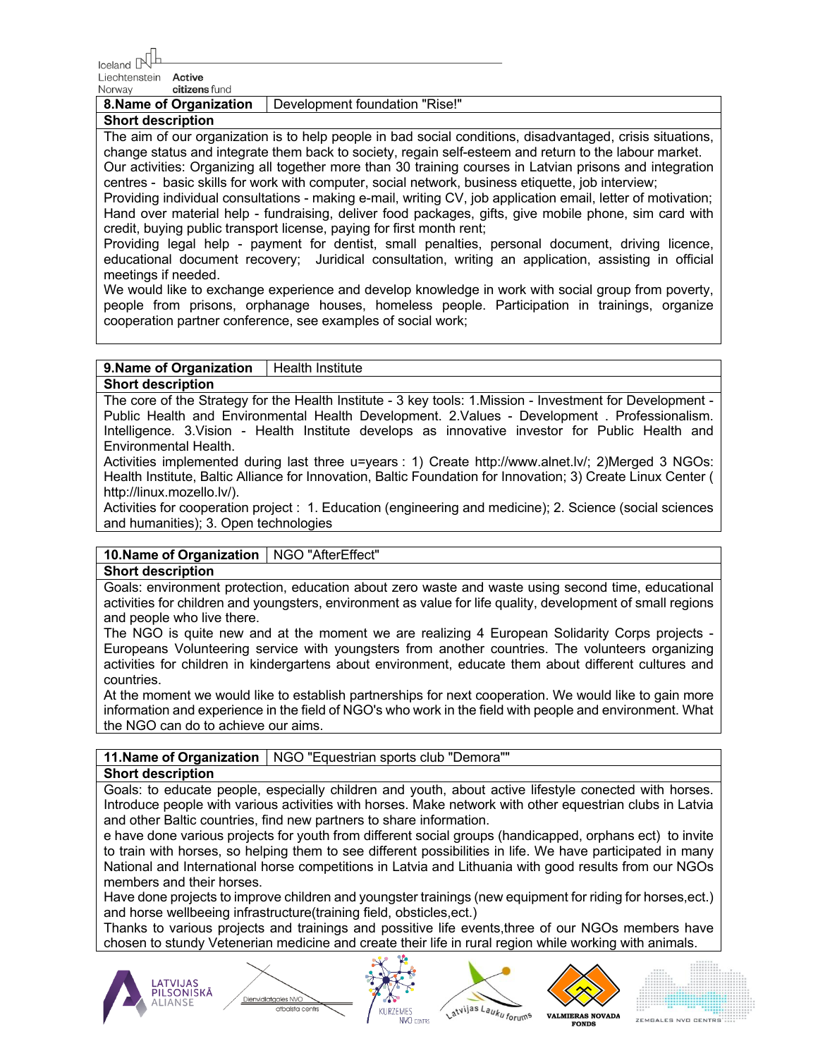| 8.Name of Organization | Development foundation "Rise!" |
|---|---|
| **Short description** | |

The aim of our organization is to help people in bad social conditions, disadvantaged, crisis situations, change status and integrate them back to society, regain self-esteem and return to the labour market.
Our activities: Organizing all together more than 30 training courses in Latvian prisons and integration centres - basic skills for work with computer, social network, business etiquette, job interview;
Providing individual consultations - making e-mail, writing CV, job application email, letter of motivation;
Hand over material help - fundraising, deliver food packages, gifts, give mobile phone, sim card with credit, buying public transport license, paying for first month rent;
Providing legal help - payment for dentist, small penalties, personal document, driving licence, educational document recovery; Juridical consultation, writing an application, assisting in official meetings if needed.
We would like to exchange experience and develop knowledge in work with social group from poverty, people from prisons, orphanage houses, homeless people. Participation in trainings, organize cooperation partner conference, see examples of social work;

| 9.Name of Organization | Health Institute |
|---|---|
| **Short description** | |

The core of the Strategy for the Health Institute - 3 key tools: 1.Mission - Investment for Development - Public Health and Environmental Health Development. 2.Values - Development . Professionalism. Intelligence. 3.Vision - Health Institute develops as innovative investor for Public Health and Environmental Health.
Activities implemented during last three u=years : 1) Create http://www.alnet.lv/; 2)Merged 3 NGOs: Health Institute, Baltic Alliance for Innovation, Baltic Foundation for Innovation; 3) Create Linux Center ( http://linux.mozello.lv/).
Activities for cooperation project : 1. Education (engineering and medicine); 2. Science (social sciences and humanities); 3. Open technologies

| 10.Name of Organization | NGO "AfterEffect" |
|---|---|
| **Short description** | |

Goals: environment protection, education about zero waste and waste using second time, educational activities for children and youngsters, environment as value for life quality, development of small regions and people who live there.
The NGO is quite new and at the moment we are realizing 4 European Solidarity Corps projects - Europeans Volunteering service with youngsters from another countries. The volunteers organizing activities for children in kindergartens about environment, educate them about different cultures and countries.
At the moment we would like to establish partnerships for next cooperation. We would like to gain more information and experience in the field of NGO's who work in the field with people and environment. What the NGO can do to achieve our aims.

| 11.Name of Organization | NGO "Equestrian sports club "Demora"" |
|---|---|
| **Short description** | |

Goals: to educate people, especially children and youth, about active lifestyle conected with horses. Introduce people with various activities with horses. Make network with other equestrian clubs in Latvia and other Baltic countries, find new partners to share information.
e have done various projects for youth from different social groups (handicapped, orphans ect) to invite to train with horses, so helping them to see different possibilities in life. We have participated in many National and International horse competitions in Latvia and Lithuania with good results from our NGOs members and their horses.
Have done projects to improve children and youngster trainings (new equipment for riding for horses,ect.) and horse wellbeeing infrastructure(training field, obsticles,ect.)
Thanks to various projects and trainings and possitive life events,three of our NGOs members have chosen to stundy Veteneriari medicine and create their life in rural region while working with animals.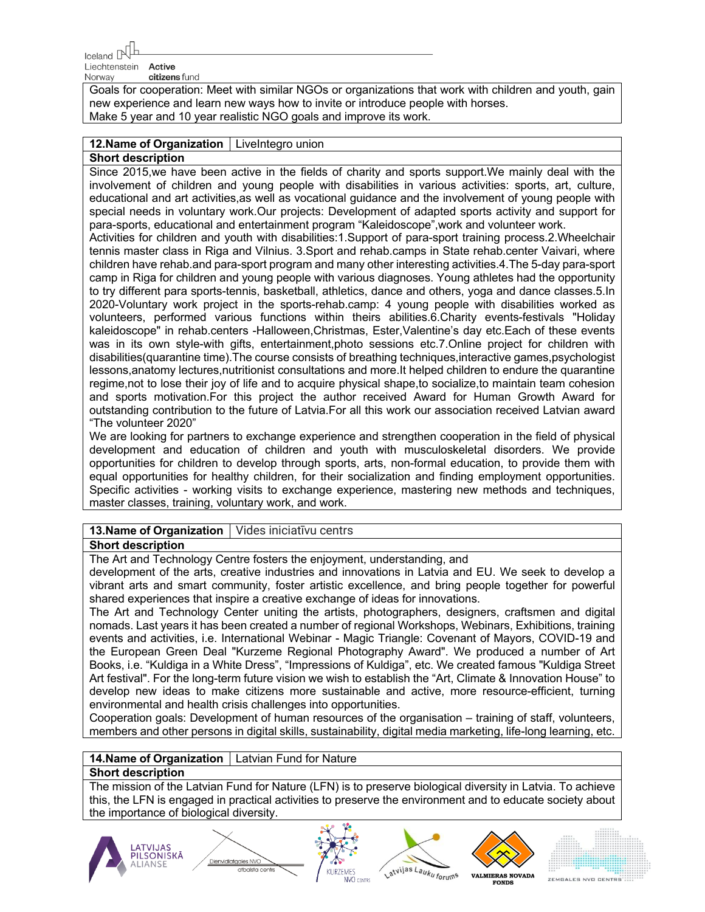Goals for cooperation: Meet with similar NGOs or organizations that work with children and youth, gain new experience and learn new ways how to invite or introduce people with horses.
Make 5 year and 10 year realistic NGO goals and improve its work.

| **12.Name of Organization** | LiveIntegro union |
|---|---|
| **Short description** | |

Since 2015,we have been active in the fields of charity and sports support.We mainly deal with the involvement of children and young people with disabilities in various activities: sports, art, culture, educational and art activities,as well as vocational guidance and the involvement of young people with special needs in voluntary work.Our projects: Development of adapted sports activity and support for para-sports, educational and entertainment program “Kaleidoscope”,work and volunteer work.
Activities for children and youth with disabilities:1.Support of para-sport training process.2.Wheelchair tennis master class in Riga and Vilnius. 3.Sport and rehab.camps in State rehab.center Vaivari, where children have rehab.and para-sport program and many other interesting activities.4.The 5-day para-sport camp in Riga for children and young people with various diagnoses. Young athletes had the opportunity to try different para sports-tennis, basketball, athletics, dance and others, yoga and dance classes.5.In 2020-Voluntary work project in the sports-rehab.camp: 4 young people with disabilities worked as volunteers, performed various functions within theirs abilities.6.Charity events-festivals "Holiday kaleidoscope" in rehab.centers -Halloween,Christmas, Ester,Valentine’s day etc.Each of these events was in its own style-with gifts, entertainment,photo sessions etc.7.Online project for children with disabilities(quarantine time).The course consists of breathing techniques,interactive games,psychologist lessons,anatomy lectures,nutritionist consultations and more.It helped children to endure the quarantine regime,not to lose their joy of life and to acquire physical shape,to socialize,to maintain team cohesion and sports motivation.For this project the author received Award for Human Growth Award for outstanding contribution to the future of Latvia.For all this work our association received Latvian award “The volunteer 2020”
We are looking for partners to exchange experience and strengthen cooperation in the field of physical development and education of children and youth with musculoskeletal disorders. We provide opportunities for children to develop through sports, art, non-formal education, to provide them with equal opportunities for healthy children, for their socialization and finding employment opportunities. Specific activities - working visits to exchange experience, mastering new methods and techniques, master classes, training, voluntary work, and work.

| **13.Name of Organization** | Vides iniciatīvu centrs |
|---|---|
| **Short description** | |

The Art and Technology Centre fosters the enjoyment, understanding, and development of the arts, creative industries and innovations in Latvia and EU. We seek to develop a vibrant arts and smart community, foster artistic excellence, and bring people together for powerful shared experiences that inspire a creative exchange of ideas for innovations.
The Art and Technology Center uniting the artists, photographers, designers, craftsmen and digital nomads. Last years it has been created a number of regional Workshops, Webinars, Exhibitions, training events and activities, i.e. International Webinar - Magic Triangle: Covenant of Mayors, COVID-19 and the European Green Deal "Kurzeme Regional Photography Award". We produced a number of Art Books, i.e. “Kuldiga in a White Dress”, “Impressions of Kuldiga”, etc. We created famous "Kuldiga Street Art festival". For the long-term future vision we wish to establish the “Art, Climate & Innovation House” to develop new ideas to make citizens more sustainable and active, more resource-efficient, turning environmental and health crisis challenges into opportunities.
Cooperation goals: Development of human resources of the organisation – training of staff, volunteers, members and other persons in digital skills, sustainability, digital media marketing, life-long learning, etc.

| **14.Name of Organization** | Latvian Fund for Nature |
|---|---|
| **Short description** | |

The mission of the Latvian Fund for Nature (LFN) is to preserve biological diversity in Latvia. To achieve this, the LFN is engaged in practical activities to preserve the environment and to educate society about the importance of biological diversity.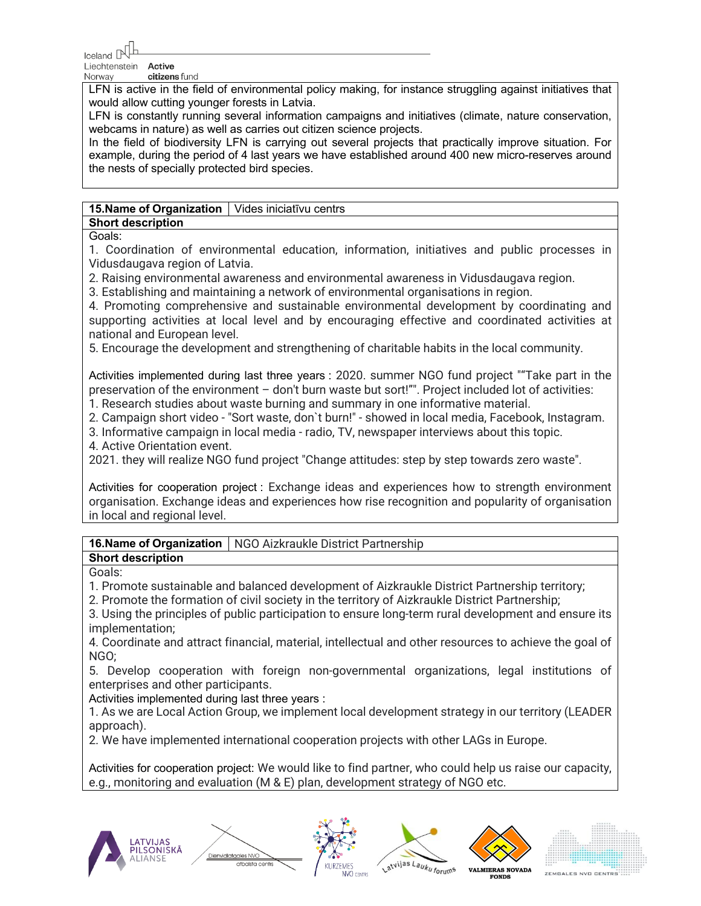LFN is active in the field of environmental policy making, for instance struggling against initiatives that would allow cutting younger forests in Latvia.

LFN is constantly running several information campaigns and initiatives (climate, nature conservation, webcams in nature) as well as carries out citizen science projects.

In the field of biodiversity LFN is carrying out several projects that practically improve situation. For example, during the period of 4 last years we have established around 400 new micro-reserves around the nests of specially protected bird species.

| **15.Name of Organization** | Vides iniciatīvu centrs |
|---|---|

**Short description**

Goals:

1. Coordination of environmental education, information, initiatives and public processes in Vidusdaugava region of Latvia.
2. Raising environmental awareness and environmental awareness in Vidusdaugava region.
3. Establishing and maintaining a network of environmental organisations in region.
4. Promoting comprehensive and sustainable environmental development by coordinating and supporting activities at local level and by encouraging effective and coordinated activities at national and European level.
5. Encourage the development and strengthening of charitable habits in the local community.

Activities implemented during last three years : 2020. summer NGO fund project ""Take part in the preservation of the environment – don't burn waste but sort!"". Project included lot of activities:

1. Research studies about waste burning and summary in one informative material.
2. Campaign short video - "Sort waste, don`t burn!" - showed in local media, Facebook, Instagram.
3. Informative campaign in local media - radio, TV, newspaper interviews about this topic.
4. Active Orientation event.

2021. they will realize NGO fund project "Change attitudes: step by step towards zero waste".

Activities for cooperation project : Exchange ideas and experiences how to strength environment organisation. Exchange ideas and experiences how rise recognition and popularity of organisation in local and regional level.

| **16.Name of Organization** | NGO Aizkraukle District Partnership |
|---|---|

**Short description**

Goals:

1. Promote sustainable and balanced development of Aizkraukle District Partnership territory;
2. Promote the formation of civil society in the territory of Aizkraukle District Partnership;
3. Using the principles of public participation to ensure long-term rural development and ensure its implementation;
4. Coordinate and attract financial, material, intellectual and other resources to achieve the goal of NGO;
5. Develop cooperation with foreign non-governmental organizations, legal institutions of enterprises and other participants.

Activities implemented during last three years :

1. As we are Local Action Group, we implement local development strategy in our territory (LEADER approach).
2. We have implemented international cooperation projects with other LAGs in Europe.

Activities for cooperation project: We would like to find partner, who could help us raise our capacity, e.g., monitoring and evaluation (M & E) plan, development strategy of NGO etc.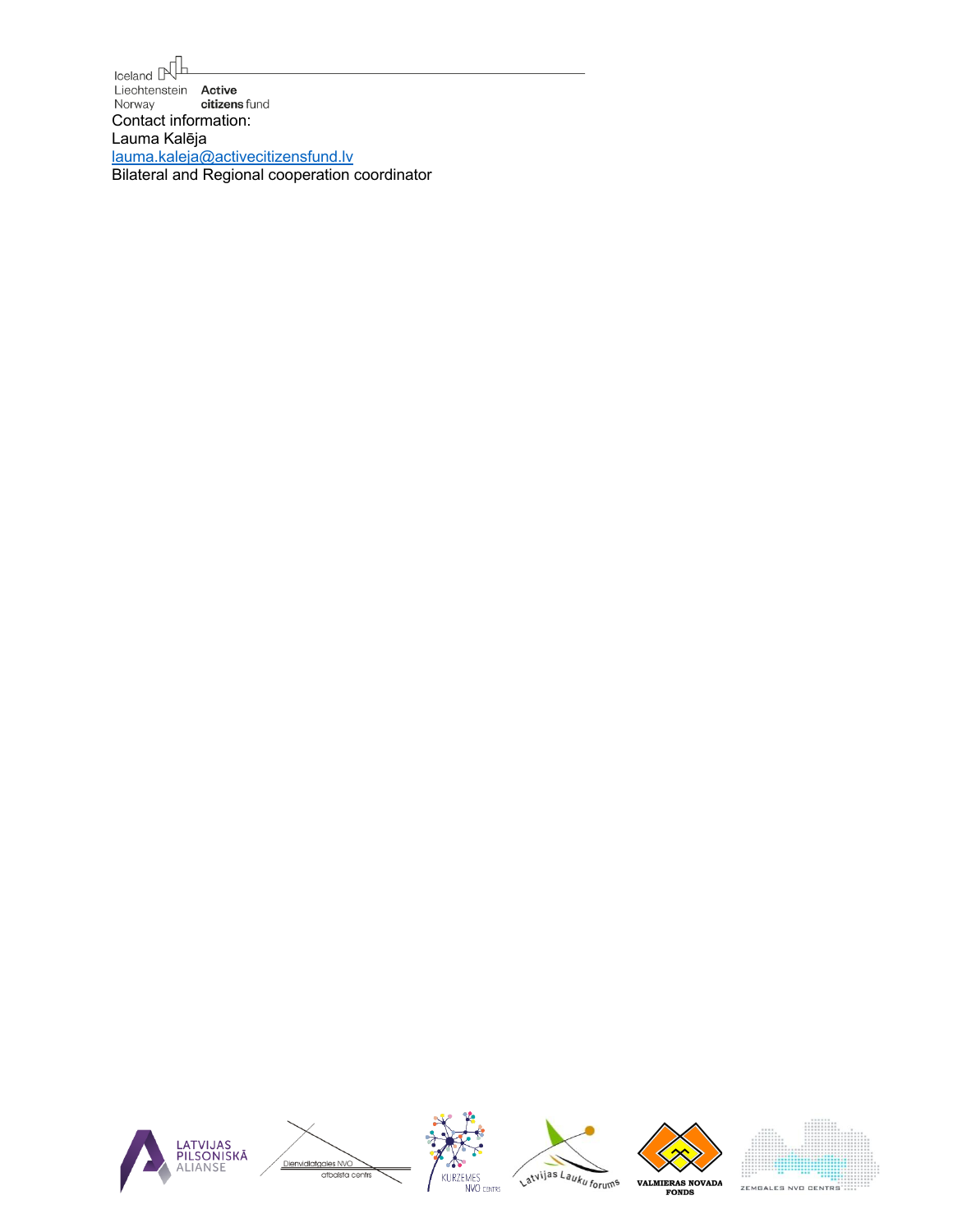Contact information:
Lauma Kalēja
lauma.kaleja@activecitizensfund.lv
Bilateral and Regional cooperation coordinator